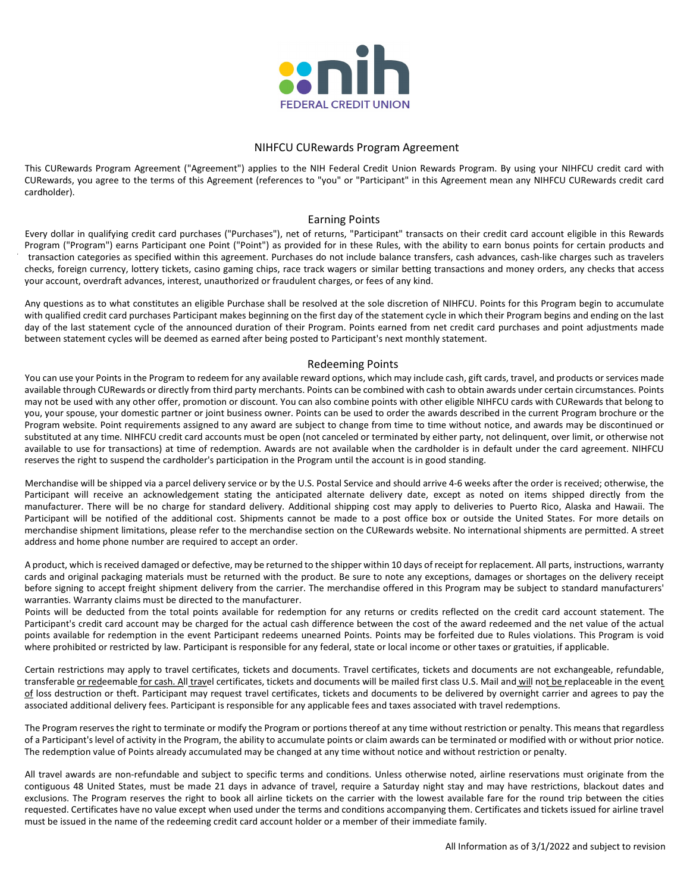nih FEDERAL CREDIT UNION

# NIHFCU CURewards Program Agreement

This CURewards Program Agreement ("Agreement") applies to the NIH Federal Credit Union Rewards Program. By using your NIHFCU credit card with CURewards, you agree to the terms of this Agreement (references to "you" or "Participant" in this Agreement mean any NIHFCU CURewards credit card cardholder).

## Earning Points

Every dollar in qualifying credit card purchases ("Purchases"), net of returns, "Participant" transacts on their credit card account eligible in this Rewards Program ("Program") earns Participant one Point ("Point") as provided for in these Rules, with the ability to earn bonus points for certain products and transaction categories as specified within this agreement. Purchases do not include balance transfers, cash advances, cash-like charges such as travelers checks, foreign currency, lottery tickets, casino gaming chips, race track wagers or similar betting transactions and money orders, any checks that access your account, overdraft advances, interest, unauthorized or fraudulent charges, or fees of any kind.

Any questions as to what constitutes an eligible Purchase shall be resolved at the sole discretion of NIHFCU. Points for this Program begin to accumulate with qualified credit card purchases Participant makes beginning on the first day of the statement cycle in which their Program begins and ending on the last day of the last statement cycle of the announced duration of their Program. Points earned from net credit card purchases and point adjustments made between statement cycles will be deemed as earned after being posted to Participant's next monthly statement.

## Redeeming Points

You can use your Points in the Program to redeem for any available reward options, which may include cash, gift cards, travel, and products or services made available through CURewards or directly from third party merchants. Points can be combined with cash to obtain awards under certain circumstances. Points may not be used with any other offer, promotion or discount. You can also combine points with other eligible NIHFCU cards with CURewards that belong to you, your spouse, your domestic partner or joint business owner. Points can be used to order the awards described in the current Program brochure or the Program website. Point requirements assigned to any award are subject to change from time to time without notice, and awards may be discontinued or substituted at any time. NIHFCU credit card accounts must be open (not canceled or terminated by either party, not delinquent, over limit, or otherwise not available to use for transactions) at time of redemption. Awards are not available when the cardholder is in default under the card agreement. NIHFCU reserves the right to suspend the cardholder's participation in the Program until the account is in good standing.

Merchandise will be shipped via a parcel delivery service or by the U.S. Postal Service and should arrive 4-6 weeks after the order is received; otherwise, the Participant will receive an acknowledgement stating the anticipated alternate delivery date, except as noted on items shipped directly from the manufacturer. There will be no charge for standard delivery. Additional shipping cost may apply to deliveries to Puerto Rico, Alaska and Hawaii. The Participant will be notified of the additional cost. Shipments cannot be made to a post office box or outside the United States. For more details on merchandise shipment limitations, please refer to the merchandise section on the CURewards website. No international shipments are permitted. A street address and home phone number are required to accept an order.

A product, which is received damaged or defective, may be returned to the shipper within 10 days of receipt for replacement. All parts, instructions, warranty cards and original packaging materials must be returned with the product. Be sure to note any exceptions, damages or shortages on the delivery receipt before signing to accept freight shipment delivery from the carrier. The merchandise offered in this Program may be subject to standard manufacturers' warranties. Warranty claims must be directed to the manufacturer.
Points will be deducted from the total points available for redemption for any returns or credits reflected on the credit card account statement. The Participant's credit card account may be charged for the actual cash difference between the cost of the award redeemed and the net value of the actual points available for redemption in the event Participant redeems unearned Points. Points may be forfeited due to Rules violations. This Program is void where prohibited or restricted by law. Participant is responsible for any federal, state or local income or other taxes or gratuities, if applicable.

Certain restrictions may apply to travel certificates, tickets and documents. Travel certificates, tickets and documents are not exchangeable, refundable, transferable or redeemable for cash. All travel certificates, tickets and documents will be mailed first class U.S. Mail and will not be replaceable in the event of loss destruction or theft. Participant may request travel certificates, tickets and documents to be delivered by overnight carrier and agrees to pay the associated additional delivery fees. Participant is responsible for any applicable fees and taxes associated with travel redemptions.

The Program reserves the right to terminate or modify the Program or portions thereof at any time without restriction or penalty. This means that regardless of a Participant's level of activity in the Program, the ability to accumulate points or claim awards can be terminated or modified with or without prior notice. The redemption value of Points already accumulated may be changed at any time without notice and without restriction or penalty.

All travel awards are non-refundable and subject to specific terms and conditions. Unless otherwise noted, airline reservations must originate from the contiguous 48 United States, must be made 21 days in advance of travel, require a Saturday night stay and may have restrictions, blackout dates and exclusions. The Program reserves the right to book all airline tickets on the carrier with the lowest available fare for the round trip between the cities requested. Certificates have no value except when used under the terms and conditions accompanying them. Certificates and tickets issued for airline travel must be issued in the name of the redeeming credit card account holder or a member of their immediate family.

All Information as of 3/1/2022 and subject to revision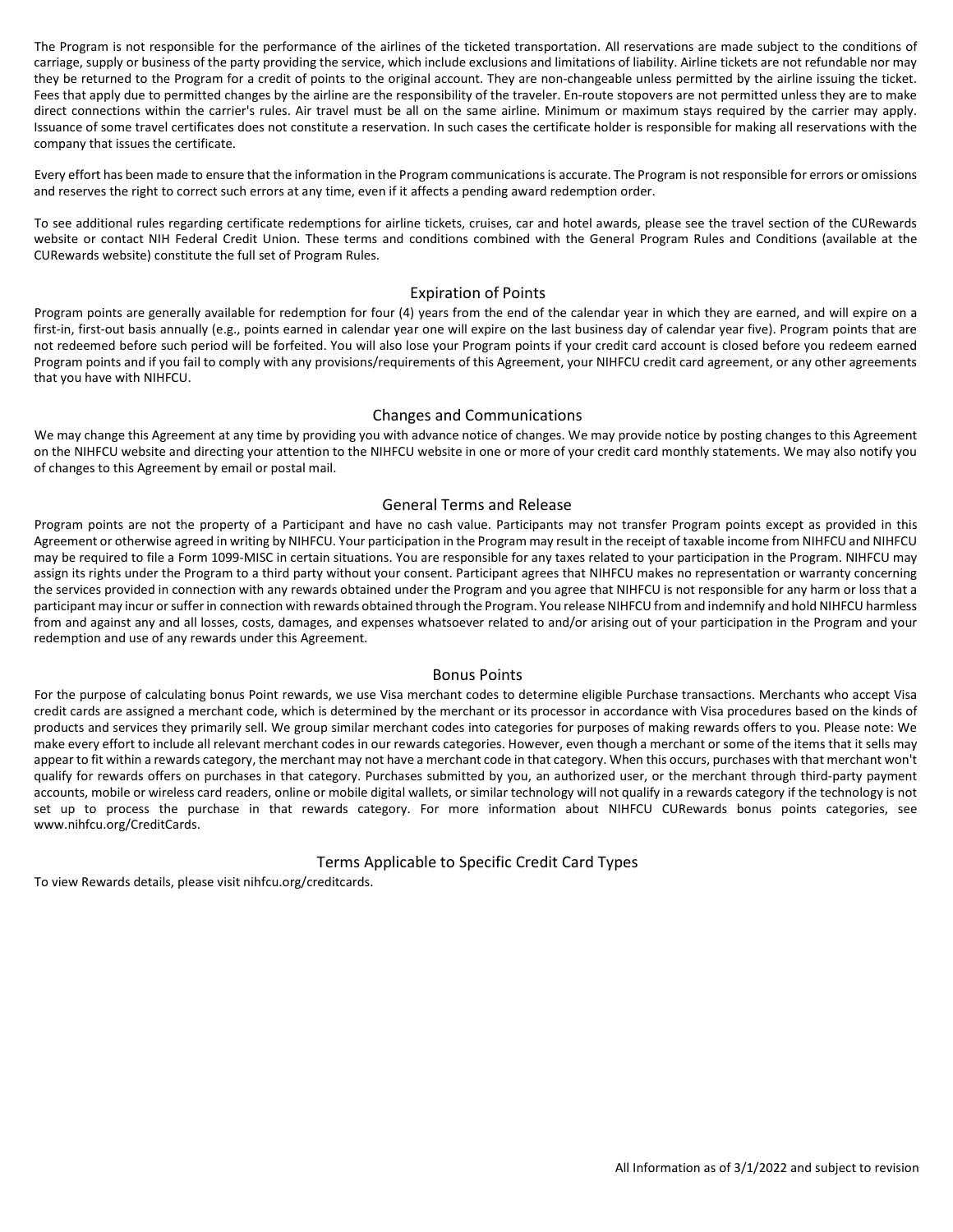The Program is not responsible for the performance of the airlines of the ticketed transportation. All reservations are made subject to the conditions of carriage, supply or business of the party providing the service, which include exclusions and limitations of liability. Airline tickets are not refundable nor may they be returned to the Program for a credit of points to the original account. They are non-changeable unless permitted by the airline issuing the ticket. Fees that apply due to permitted changes by the airline are the responsibility of the traveler. En-route stopovers are not permitted unless they are to make direct connections within the carrier's rules. Air travel must be all on the same airline. Minimum or maximum stays required by the carrier may apply. Issuance of some travel certificates does not constitute a reservation. In such cases the certificate holder is responsible for making all reservations with the company that issues the certificate.

Every effort has been made to ensure that the information in the Program communications is accurate. The Program is not responsible for errors or omissions and reserves the right to correct such errors at any time, even if it affects a pending award redemption order.

To see additional rules regarding certificate redemptions for airline tickets, cruises, car and hotel awards, please see the travel section of the CURewards website or contact NIH Federal Credit Union. These terms and conditions combined with the General Program Rules and Conditions (available at the CURewards website) constitute the full set of Program Rules.

## Expiration of Points

Program points are generally available for redemption for four (4) years from the end of the calendar year in which they are earned, and will expire on a first-in, first-out basis annually (e.g., points earned in calendar year one will expire on the last business day of calendar year five). Program points that are not redeemed before such period will be forfeited. You will also lose your Program points if your credit card account is closed before you redeem earned Program points and if you fail to comply with any provisions/requirements of this Agreement, your NIHFCU credit card agreement, or any other agreements that you have with NIHFCU.

## Changes and Communications

We may change this Agreement at any time by providing you with advance notice of changes. We may provide notice by posting changes to this Agreement on the NIHFCU website and directing your attention to the NIHFCU website in one or more of your credit card monthly statements. We may also notify you of changes to this Agreement by email or postal mail.

## General Terms and Release

Program points are not the property of a Participant and have no cash value. Participants may not transfer Program points except as provided in this Agreement or otherwise agreed in writing by NIHFCU. Your participation in the Program may result in the receipt of taxable income from NIHFCU and NIHFCU may be required to file a Form 1099-MISC in certain situations. You are responsible for any taxes related to your participation in the Program. NIHFCU may assign its rights under the Program to a third party without your consent. Participant agrees that NIHFCU makes no representation or warranty concerning the services provided in connection with any rewards obtained under the Program and you agree that NIHFCU is not responsible for any harm or loss that a participant may incur or suffer in connection with rewards obtained through the Program. You release NIHFCU from and indemnify and hold NIHFCU harmless from and against any and all losses, costs, damages, and expenses whatsoever related to and/or arising out of your participation in the Program and your redemption and use of any rewards under this Agreement.

## Bonus Points

For the purpose of calculating bonus Point rewards, we use Visa merchant codes to determine eligible Purchase transactions. Merchants who accept Visa credit cards are assigned a merchant code, which is determined by the merchant or its processor in accordance with Visa procedures based on the kinds of products and services they primarily sell. We group similar merchant codes into categories for purposes of making rewards offers to you. Please note: We make every effort to include all relevant merchant codes in our rewards categories. However, even though a merchant or some of the items that it sells may appear to fit within a rewards category, the merchant may not have a merchant code in that category. When this occurs, purchases with that merchant won't qualify for rewards offers on purchases in that category. Purchases submitted by you, an authorized user, or the merchant through third-party payment accounts, mobile or wireless card readers, online or mobile digital wallets, or similar technology will not qualify in a rewards category if the technology is not set up to process the purchase in that rewards category. For more information about NIHFCU CURewards bonus points categories, see www.nihfcu.org/CreditCards.

## Terms Applicable to Specific Credit Card Types

To view Rewards details, please visit nihfcu.org/creditcards.

All Information as of 3/1/2022 and subject to revision